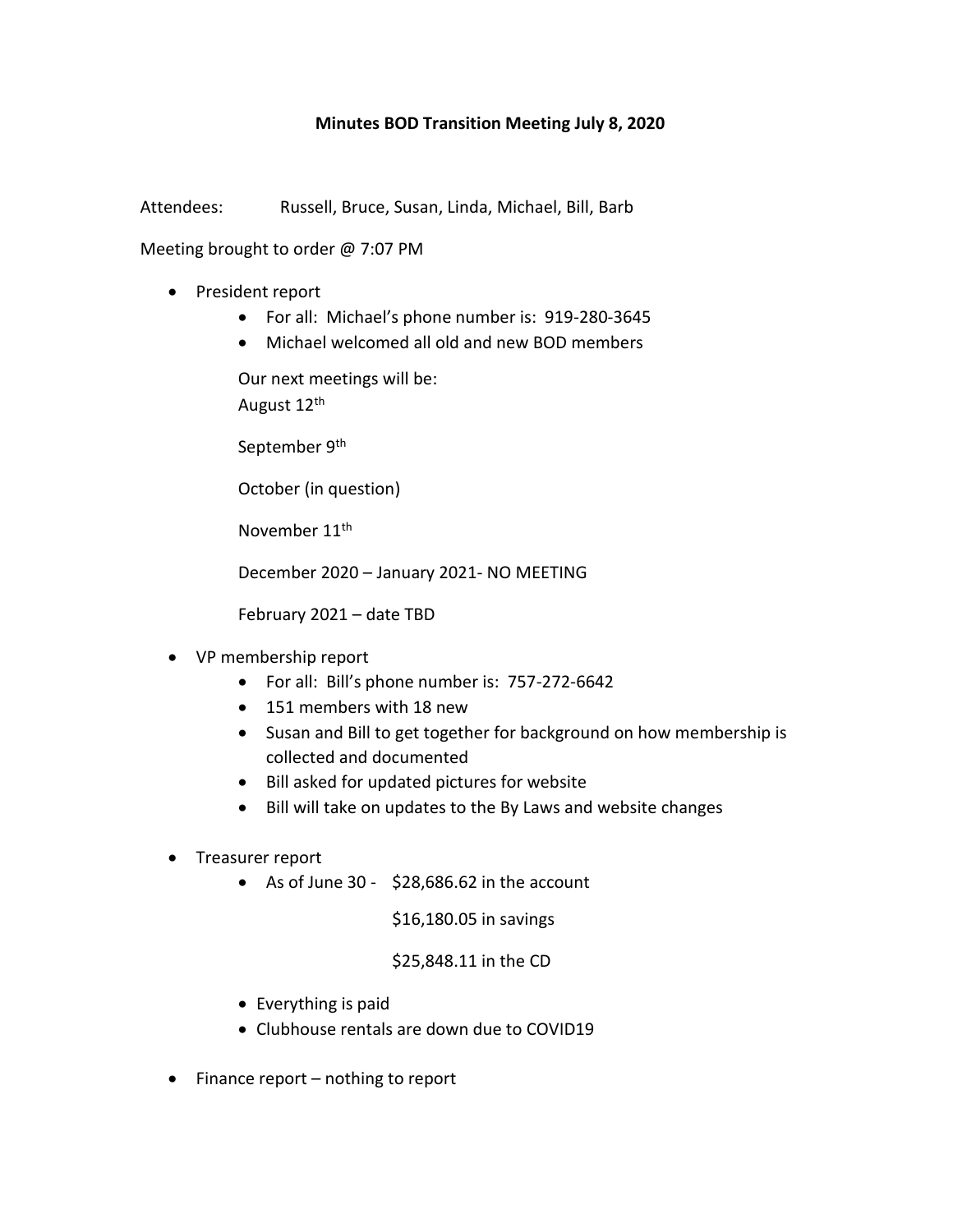**Minutes BOD Transition Meeting July 8, 2020**

Attendees: Russell, Bruce, Susan, Linda, Michael, Bill, Barb

Meeting brought to order @ 7:07 PM

- President report
  - For all: Michael's phone number is: 919-280-3645
  - Michael welcomed all old and new BOD members

  Our next meetings will be:
  August 12th

  September 9th

  October (in question)

  November 11th

  December 2020 – January 2021- NO MEETING

  February 2021 – date TBD

- VP membership report
  - For all: Bill's phone number is: 757-272-6642
  - 151 members with 18 new
  - Susan and Bill to get together for background on how membership is collected and documented
  - Bill asked for updated pictures for website
  - Bill will take on updates to the By Laws and website changes

- Treasurer report
  - As of June 30 - $28,686.62 in the account

    $16,180.05 in savings

    $25,848.11 in the CD

  - Everything is paid
  - Clubhouse rentals are down due to COVID19

- Finance report – nothing to report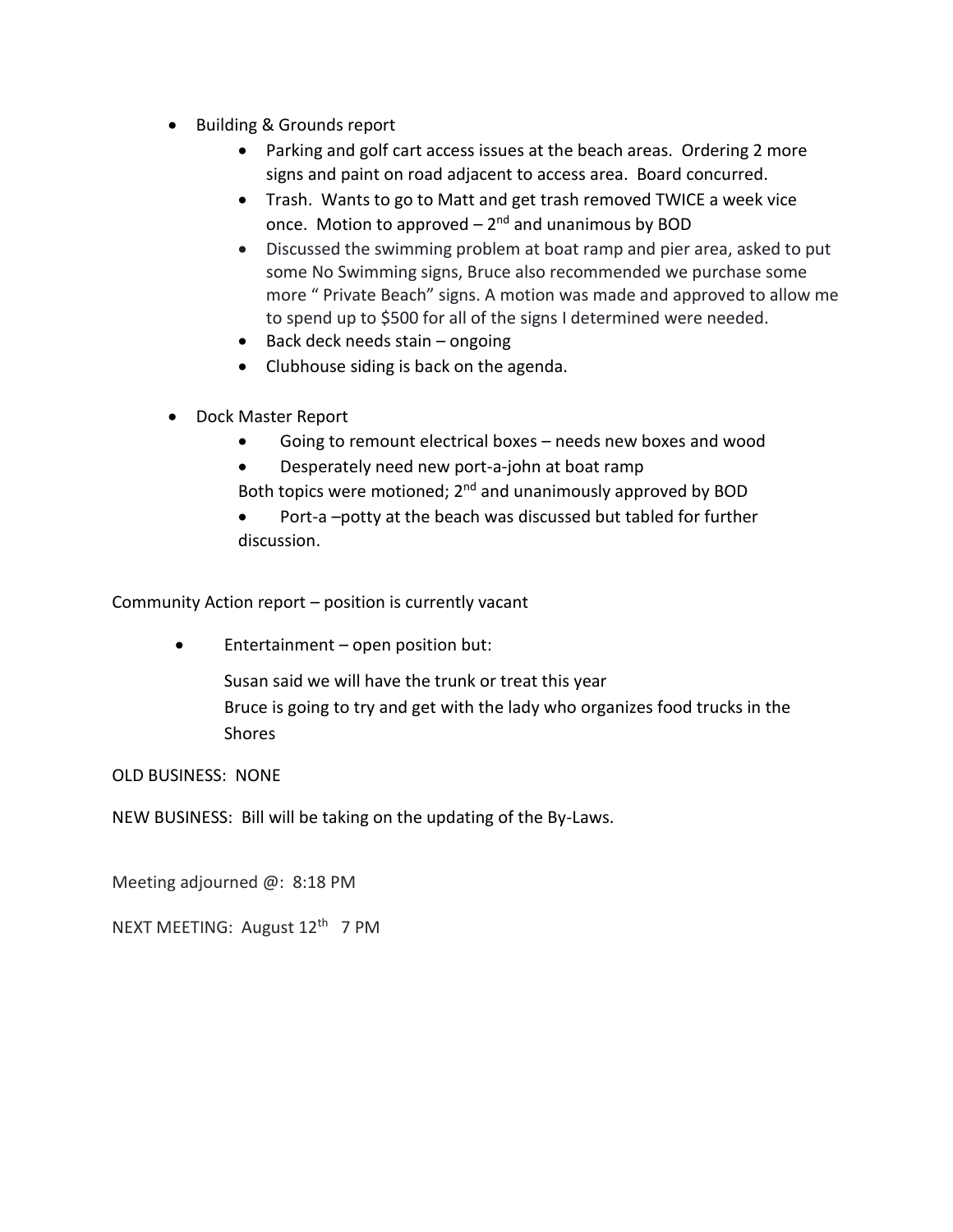- Building & Grounds report
  - Parking and golf cart access issues at the beach areas. Ordering 2 more signs and paint on road adjacent to access area. Board concurred.
  - Trash. Wants to go to Matt and get trash removed TWICE a week vice once. Motion to approved – 2nd and unanimous by BOD
  - Discussed the swimming problem at boat ramp and pier area, asked to put some No Swimming signs, Bruce also recommended we purchase some more " Private Beach" signs. A motion was made and approved to allow me to spend up to $500 for all of the signs I determined were needed.
  - Back deck needs stain – ongoing
  - Clubhouse siding is back on the agenda.

- Dock Master Report
  - Going to remount electrical boxes – needs new boxes and wood
  - Desperately need new port-a-john at boat ramp

  Both topics were motioned; 2nd and unanimously approved by BOD

  - Port-a –potty at the beach was discussed but tabled for further discussion.

Community Action report – position is currently vacant

- Entertainment – open position but:

  Susan said we will have the trunk or treat this year
  Bruce is going to try and get with the lady who organizes food trucks in the Shores

OLD BUSINESS: NONE

NEW BUSINESS: Bill will be taking on the updating of the By-Laws.

Meeting adjourned @: 8:18 PM

NEXT MEETING: August 12th 7 PM